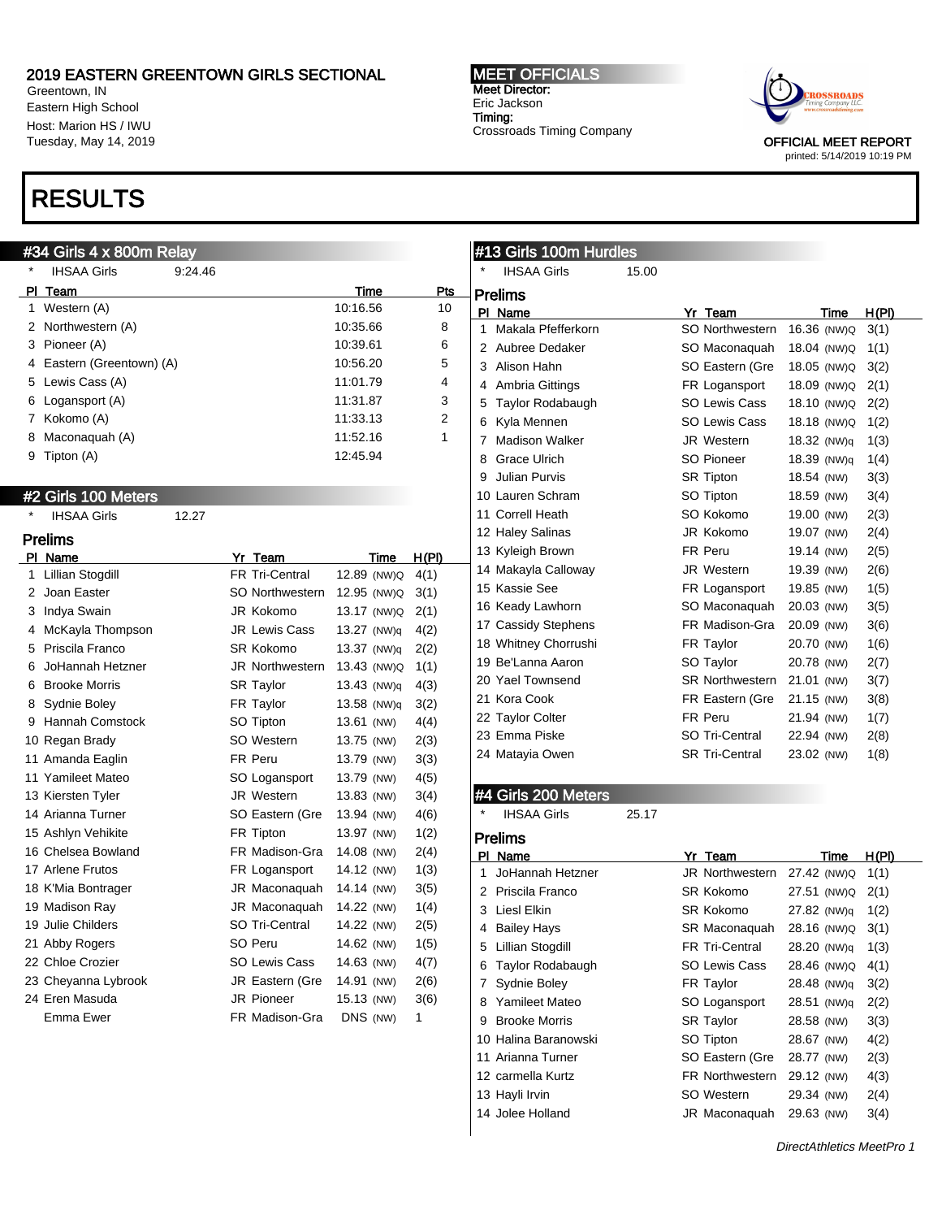# 2019 EASTERN GREENTOWN GIRLS SECTIONAL

Greentown, IN
Eastern High School
Host: Marion HS / IWU
Tuesday, May 14, 2019

**MEET OFFICIALS**
Meet Director:
Eric Jackson
Timing:
Crossroads Timing Company

OFFICIAL MEET REPORT
printed: 5/14/2019 10:19 PM

# RESULTS

## #34 Girls 4 x 800m Relay

\* IHSAA Girls 9:24.46

| Pl | Team | Time | Pts |
|---|---|---|---|
| 1 | Western (A) | 10:16.56 | 10 |
| 2 | Northwestern (A) | 10:35.66 | 8 |
| 3 | Pioneer (A) | 10:39.61 | 6 |
| 4 | Eastern (Greentown) (A) | 10:56.20 | 5 |
| 5 | Lewis Cass (A) | 11:01.79 | 4 |
| 6 | Logansport (A) | 11:31.87 | 3 |
| 7 | Kokomo (A) | 11:33.13 | 2 |
| 8 | Maconaquah (A) | 11:52.16 | 1 |
| 9 | Tipton (A) | 12:45.94 | |

## #2 Girls 100 Meters

\* IHSAA Girls 12.27

### Prelims

| Pl | Name | Yr | Team | Time | | H(Pl) |
|---|---|---|---|---|---|---|
| 1 | Lillian Stogdill | FR | Tri-Central | 12.89 | (NW)Q | 4(1) |
| 2 | Joan Easter | SO | Northwestern | 12.95 | (NW)Q | 3(1) |
| 3 | Indya Swain | JR | Kokomo | 13.17 | (NW)Q | 2(1) |
| 4 | McKayla Thompson | JR | Lewis Cass | 13.27 | (NW)q | 4(2) |
| 5 | Priscila Franco | SR | Kokomo | 13.37 | (NW)q | 2(2) |
| 6 | JoHannah Hetzner | JR | Northwestern | 13.43 | (NW)Q | 1(1) |
| 6 | Brooke Morris | SR | Taylor | 13.43 | (NW)q | 4(3) |
| 8 | Sydnie Boley | FR | Taylor | 13.58 | (NW)q | 3(2) |
| 9 | Hannah Comstock | SO | Tipton | 13.61 | (NW) | 4(4) |
| 10 | Regan Brady | SO | Western | 13.75 | (NW) | 2(3) |
| 11 | Amanda Eaglin | FR | Peru | 13.79 | (NW) | 3(3) |
| 11 | Yamileet Mateo | SO | Logansport | 13.79 | (NW) | 4(5) |
| 13 | Kiersten Tyler | JR | Western | 13.83 | (NW) | 3(4) |
| 14 | Arianna Turner | SO | Eastern (Gre | 13.94 | (NW) | 4(6) |
| 15 | Ashlyn Vehikite | FR | Tipton | 13.97 | (NW) | 1(2) |
| 16 | Chelsea Bowland | FR | Madison-Gra | 14.08 | (NW) | 2(4) |
| 17 | Arlene Frutos | FR | Logansport | 14.12 | (NW) | 1(3) |
| 18 | K'Mia Bontrager | JR | Maconaquah | 14.14 | (NW) | 3(5) |
| 19 | Madison Ray | JR | Maconaquah | 14.22 | (NW) | 1(4) |
| 19 | Julie Childers | SO | Tri-Central | 14.22 | (NW) | 2(5) |
| 21 | Abby Rogers | SO | Peru | 14.62 | (NW) | 1(5) |
| 22 | Chloe Crozier | SO | Lewis Cass | 14.63 | (NW) | 4(7) |
| 23 | Cheyanna Lybrook | JR | Eastern (Gre | 14.91 | (NW) | 2(6) |
| 24 | Eren Masuda | JR | Pioneer | 15.13 | (NW) | 3(6) |
| | Emma Ewer | FR | Madison-Gra | DNS | (NW) | 1 |

## #13 Girls 100m Hurdles

\* IHSAA Girls 15.00

### Prelims

| Pl | Name | Yr | Team | Time | | H(Pl) |
|---|---|---|---|---|---|---|
| 1 | Makala Pfefferkorn | SO | Northwestern | 16.36 | (NW)Q | 3(1) |
| 2 | Aubree Dedaker | SO | Maconaquah | 18.04 | (NW)Q | 1(1) |
| 3 | Alison Hahn | SO | Eastern (Gre | 18.05 | (NW)Q | 3(2) |
| 4 | Ambria Gittings | FR | Logansport | 18.09 | (NW)Q | 2(1) |
| 5 | Taylor Rodabaugh | SO | Lewis Cass | 18.10 | (NW)Q | 2(2) |
| 6 | Kyla Mennen | SO | Lewis Cass | 18.18 | (NW)Q | 1(2) |
| 7 | Madison Walker | JR | Western | 18.32 | (NW)q | 1(3) |
| 8 | Grace Ulrich | SO | Pioneer | 18.39 | (NW)q | 1(4) |
| 9 | Julian Purvis | SR | Tipton | 18.54 | (NW) | 3(3) |
| 10 | Lauren Schram | SO | Tipton | 18.59 | (NW) | 3(4) |
| 11 | Correll Heath | SO | Kokomo | 19.00 | (NW) | 2(3) |
| 12 | Haley Salinas | JR | Kokomo | 19.07 | (NW) | 2(4) |
| 13 | Kyleigh Brown | FR | Peru | 19.14 | (NW) | 2(5) |
| 14 | Makayla Calloway | JR | Western | 19.39 | (NW) | 2(6) |
| 15 | Kassie See | FR | Logansport | 19.85 | (NW) | 1(5) |
| 16 | Keady Lawhorn | SO | Maconaquah | 20.03 | (NW) | 3(5) |
| 17 | Cassidy Stephens | FR | Madison-Gra | 20.09 | (NW) | 3(6) |
| 18 | Whitney Chorrushi | FR | Taylor | 20.70 | (NW) | 1(6) |
| 19 | Be'Lanna Aaron | SO | Taylor | 20.78 | (NW) | 2(7) |
| 20 | Yael Townsend | SR | Northwestern | 21.01 | (NW) | 3(7) |
| 21 | Kora Cook | FR | Eastern (Gre | 21.15 | (NW) | 3(8) |
| 22 | Taylor Colter | FR | Peru | 21.94 | (NW) | 1(7) |
| 23 | Emma Piske | SO | Tri-Central | 22.94 | (NW) | 2(8) |
| 24 | Matayia Owen | SR | Tri-Central | 23.02 | (NW) | 1(8) |

## #4 Girls 200 Meters

\* IHSAA Girls 25.17

### Prelims

| Pl | Name | Yr | Team | Time | | H(Pl) |
|---|---|---|---|---|---|---|
| 1 | JoHannah Hetzner | JR | Northwestern | 27.42 | (NW)Q | 1(1) |
| 2 | Priscila Franco | SR | Kokomo | 27.51 | (NW)Q | 2(1) |
| 3 | Liesl Elkin | SR | Kokomo | 27.82 | (NW)q | 1(2) |
| 4 | Bailey Hays | SR | Maconaquah | 28.16 | (NW)Q | 3(1) |
| 5 | Lillian Stogdill | FR | Tri-Central | 28.20 | (NW)q | 1(3) |
| 6 | Taylor Rodabaugh | SO | Lewis Cass | 28.46 | (NW)Q | 4(1) |
| 7 | Sydnie Boley | FR | Taylor | 28.48 | (NW)q | 3(2) |
| 8 | Yamileet Mateo | SO | Logansport | 28.51 | (NW)q | 2(2) |
| 9 | Brooke Morris | SR | Taylor | 28.58 | (NW) | 3(3) |
| 10 | Halina Baranowski | SO | Tipton | 28.67 | (NW) | 4(2) |
| 11 | Arianna Turner | SO | Eastern (Gre | 28.77 | (NW) | 2(3) |
| 12 | carmella Kurtz | FR | Northwestern | 29.12 | (NW) | 4(3) |
| 13 | Hayli Irvin | SO | Western | 29.34 | (NW) | 2(4) |
| 14 | Jolee Holland | JR | Maconaquah | 29.63 | (NW) | 3(4) |

*DirectAthletics MeetPro 1*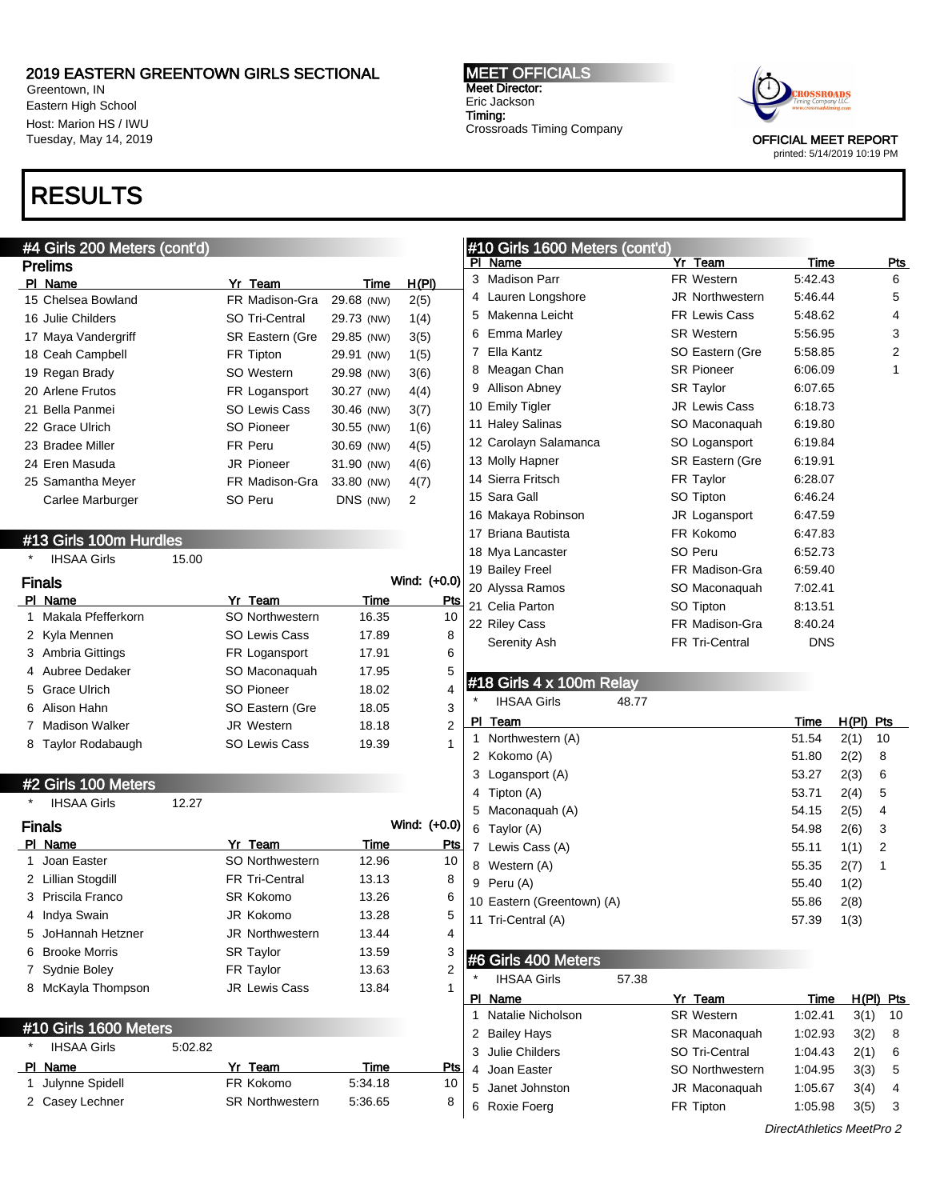## 2019 EASTERN GREENTOWN GIRLS SECTIONAL

Greentown, IN
Eastern High School
Host: Marion HS / IWU
Tuesday, May 14, 2019

**MEET OFFICIALS**
Meet Director:
Eric Jackson
Timing:
Crossroads Timing Company

OFFICIAL MEET REPORT
printed: 5/14/2019 10:19 PM

# RESULTS

### #4 Girls 200 Meters (cont'd)

**Prelims**

| Pl | Name | Yr | Team | Time | | H(Pl) |
|---|---|---|---|---|---|---|
| 15 | Chelsea Bowland | FR | Madison-Gra | 29.68 | (NW) | 2(5) |
| 16 | Julie Childers | SO | Tri-Central | 29.73 | (NW) | 1(4) |
| 17 | Maya Vandergriff | SR | Eastern (Gre | 29.85 | (NW) | 3(5) |
| 18 | Ceah Campbell | FR | Tipton | 29.91 | (NW) | 1(5) |
| 19 | Regan Brady | SO | Western | 29.98 | (NW) | 3(6) |
| 20 | Arlene Frutos | FR | Logansport | 30.27 | (NW) | 4(4) |
| 21 | Bella Panmei | SO | Lewis Cass | 30.46 | (NW) | 3(7) |
| 22 | Grace Ulrich | SO | Pioneer | 30.55 | (NW) | 1(6) |
| 23 | Bradee Miller | FR | Peru | 30.69 | (NW) | 4(5) |
| 24 | Eren Masuda | JR | Pioneer | 31.90 | (NW) | 4(6) |
| 25 | Samantha Meyer | FR | Madison-Gra | 33.80 | (NW) | 4(7) |
| | Carlee Marburger | SO | Peru | DNS | (NW) | 2 |

### #13 Girls 100m Hurdles

\* IHSAA Girls 15.00

**Finals** Wind: (+0.0)

| Pl | Name | Yr | Team | Time | Pts |
|---|---|---|---|---|---|
| 1 | Makala Pfefferkorn | SO | Northwestern | 16.35 | 10 |
| 2 | Kyla Mennen | SO | Lewis Cass | 17.89 | 8 |
| 3 | Ambria Gittings | FR | Logansport | 17.91 | 6 |
| 4 | Aubree Dedaker | SO | Maconaquah | 17.95 | 5 |
| 5 | Grace Ulrich | SO | Pioneer | 18.02 | 4 |
| 6 | Alison Hahn | SO | Eastern (Gre | 18.05 | 3 |
| 7 | Madison Walker | JR | Western | 18.18 | 2 |
| 8 | Taylor Rodabaugh | SO | Lewis Cass | 19.39 | 1 |

### #2 Girls 100 Meters

\* IHSAA Girls 12.27

**Finals** Wind: (+0.0)

| Pl | Name | Yr | Team | Time | Pts |
|---|---|---|---|---|---|
| 1 | Joan Easter | SO | Northwestern | 12.96 | 10 |
| 2 | Lillian Stogdill | FR | Tri-Central | 13.13 | 8 |
| 3 | Priscila Franco | SR | Kokomo | 13.26 | 6 |
| 4 | Indya Swain | JR | Kokomo | 13.28 | 5 |
| 5 | JoHannah Hetzner | JR | Northwestern | 13.44 | 4 |
| 6 | Brooke Morris | SR | Taylor | 13.59 | 3 |
| 7 | Sydnie Boley | FR | Taylor | 13.63 | 2 |
| 8 | McKayla Thompson | JR | Lewis Cass | 13.84 | 1 |

### #10 Girls 1600 Meters

\* IHSAA Girls 5:02.82

| Pl | Name | Yr | Team | Time | Pts |
|---|---|---|---|---|---|
| 1 | Julynne Spidell | FR | Kokomo | 5:34.18 | 10 |
| 2 | Casey Lechner | SR | Northwestern | 5:36.65 | 8 |
| 3 | Madison Parr | FR | Western | 5:42.43 | 6 |
| 4 | Lauren Longshore | JR | Northwestern | 5:46.44 | 5 |
| 5 | Makenna Leicht | FR | Lewis Cass | 5:48.62 | 4 |
| 6 | Emma Marley | SR | Western | 5:56.95 | 3 |
| 7 | Ella Kantz | SO | Eastern (Gre | 5:58.85 | 2 |
| 8 | Meagan Chan | SR | Pioneer | 6:06.09 | 1 |
| 9 | Allison Abney | SR | Taylor | 6:07.65 | |
| 10 | Emily Tigler | JR | Lewis Cass | 6:18.73 | |
| 11 | Haley Salinas | SO | Maconaquah | 6:19.80 | |
| 12 | Carolyn Salamanca | SO | Logansport | 6:19.84 | |
| 13 | Molly Hapner | SR | Eastern (Gre | 6:19.91 | |
| 14 | Sierra Fritsch | FR | Taylor | 6:28.07 | |
| 15 | Sara Gall | SO | Tipton | 6:46.24 | |
| 16 | Makaya Robinson | JR | Logansport | 6:47.59 | |
| 17 | Briana Bautista | FR | Kokomo | 6:47.83 | |
| 18 | Mya Lancaster | SO | Peru | 6:52.73 | |
| 19 | Bailey Freel | FR | Madison-Gra | 6:59.40 | |
| 20 | Alyssa Ramos | SO | Maconaquah | 7:02.41 | |
| 21 | Celia Parton | SO | Tipton | 8:13.51 | |
| 22 | Riley Cass | FR | Madison-Gra | 8:40.24 | |
| | Serenity Ash | FR | Tri-Central | DNS | |

### #18 Girls 4 x 100m Relay

\* IHSAA Girls 48.77

| Pl | Team | Time | H(Pl) | Pts |
|---|---|---|---|---|
| 1 | Northwestern (A) | 51.54 | 2(1) | 10 |
| 2 | Kokomo (A) | 51.80 | 2(2) | 8 |
| 3 | Logansport (A) | 53.27 | 2(3) | 6 |
| 4 | Tipton (A) | 53.71 | 2(4) | 5 |
| 5 | Maconaquah (A) | 54.15 | 2(5) | 4 |
| 6 | Taylor (A) | 54.98 | 2(6) | 3 |
| 7 | Lewis Cass (A) | 55.11 | 1(1) | 2 |
| 8 | Western (A) | 55.35 | 2(7) | 1 |
| 9 | Peru (A) | 55.40 | 1(2) | |
| 10 | Eastern (Greentown) (A) | 55.86 | 2(8) | |
| 11 | Tri-Central (A) | 57.39 | 1(3) | |

### #6 Girls 400 Meters

\* IHSAA Girls 57.38

| Pl | Name | Yr | Team | Time | H(Pl) | Pts |
|---|---|---|---|---|---|---|
| 1 | Natalie Nicholson | SR | Western | 1:02.41 | 3(1) | 10 |
| 2 | Bailey Hays | SR | Maconaquah | 1:02.93 | 3(2) | 8 |
| 3 | Julie Childers | SO | Tri-Central | 1:04.43 | 2(1) | 6 |
| 4 | Joan Easter | SO | Northwestern | 1:04.95 | 3(3) | 5 |
| 5 | Janet Johnston | JR | Maconaquah | 1:05.67 | 3(4) | 4 |
| 6 | Roxie Foerg | FR | Tipton | 1:05.98 | 3(5) | 3 |

*DirectAthletics MeetPro 2*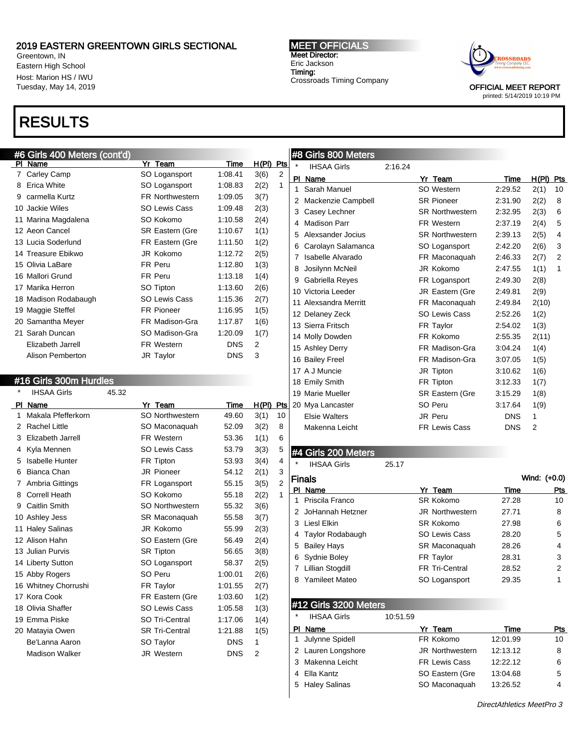# 2019 EASTERN GREENTOWN GIRLS SECTIONAL

Greentown, IN
Eastern High School
Host: Marion HS / IWU
Tuesday, May 14, 2019

**MEET OFFICIALS**
Meet Director:
Eric Jackson
Timing:
Crossroads Timing Company

OFFICIAL MEET REPORT
printed: 5/14/2019 10:19 PM

# RESULTS

## #6 Girls 400 Meters (cont'd)

| Pl | Name | Yr | Team | Time | H(Pl) | Pts |
|---|---|---|---|---|---|---|
| 7 | Carley Camp | SO | Logansport | 1:08.41 | 3(6) | 2 |
| 8 | Erica White | SO | Logansport | 1:08.83 | 2(2) | 1 |
| 9 | carmella Kurtz | FR | Northwestern | 1:09.05 | 3(7) | |
| 10 | Jackie Wiles | SO | Lewis Cass | 1:09.48 | 2(3) | |
| 11 | Marina Magdalena | SO | Kokomo | 1:10.58 | 2(4) | |
| 12 | Aeon Cancel | SR | Eastern (Gre | 1:10.67 | 1(1) | |
| 13 | Lucia Soderlund | FR | Eastern (Gre | 1:11.50 | 1(2) | |
| 14 | Treasure Ebikwo | JR | Kokomo | 1:12.72 | 2(5) | |
| 15 | Olivia LaBare | FR | Peru | 1:12.80 | 1(3) | |
| 16 | Mallori Grund | FR | Peru | 1:13.18 | 1(4) | |
| 17 | Marika Herron | SO | Tipton | 1:13.60 | 2(6) | |
| 18 | Madison Rodabaugh | SO | Lewis Cass | 1:15.36 | 2(7) | |
| 19 | Maggie Steffel | FR | Pioneer | 1:16.95 | 1(5) | |
| 20 | Samantha Meyer | FR | Madison-Gra | 1:17.87 | 1(6) | |
| 21 | Sarah Duncan | SO | Madison-Gra | 1:20.09 | 1(7) | |
| | Elizabeth Jarrell | FR | Western | DNS | 2 | |
| | Alison Pemberton | JR | Taylor | DNS | 3 | |

## #16 Girls 300m Hurdles

\* IHSAA Girls 45.32

| Pl | Name | Yr | Team | Time | H(Pl) | Pts |
|---|---|---|---|---|---|---|
| 1 | Makala Pfefferkorn | SO | Northwestern | 49.60 | 3(1) | 10 |
| 2 | Rachel Little | SO | Maconaquah | 52.09 | 3(2) | 8 |
| 3 | Elizabeth Jarrell | FR | Western | 53.36 | 1(1) | 6 |
| 4 | Kyla Mennen | SO | Lewis Cass | 53.79 | 3(3) | 5 |
| 5 | Isabelle Hunter | FR | Tipton | 53.93 | 3(4) | 4 |
| 6 | Bianca Chan | JR | Pioneer | 54.12 | 2(1) | 3 |
| 7 | Ambria Gittings | FR | Logansport | 55.15 | 3(5) | 2 |
| 8 | Correll Heath | SO | Kokomo | 55.18 | 2(2) | 1 |
| 9 | Caitlin Smith | SO | Northwestern | 55.32 | 3(6) | |
| 10 | Ashley Jess | SR | Maconaquah | 55.58 | 3(7) | |
| 11 | Haley Salinas | JR | Kokomo | 55.99 | 2(3) | |
| 12 | Alison Hahn | SO | Eastern (Gre | 56.49 | 2(4) | |
| 13 | Julian Purvis | SR | Tipton | 56.65 | 3(8) | |
| 14 | Liberty Sutton | SO | Logansport | 58.37 | 2(5) | |
| 15 | Abby Rogers | SO | Peru | 1:00.01 | 2(6) | |
| 16 | Whitney Chorrushi | FR | Taylor | 1:01.55 | 2(7) | |
| 17 | Kora Cook | FR | Eastern (Gre | 1:03.60 | 1(2) | |
| 18 | Olivia Shaffer | SO | Lewis Cass | 1:05.58 | 1(3) | |
| 19 | Emma Piske | SO | Tri-Central | 1:17.06 | 1(4) | |
| 20 | Matayia Owen | SR | Tri-Central | 1:21.88 | 1(5) | |
| | Be'Lanna Aaron | SO | Taylor | DNS | 1 | |
| | Madison Walker | JR | Western | DNS | 2 | |

## #8 Girls 800 Meters

\* IHSAA Girls 2:16.24

| Pl | Name | Yr | Team | Time | H(Pl) | Pts |
|---|---|---|---|---|---|---|
| 1 | Sarah Manuel | SO | Western | 2:29.52 | 2(1) | 10 |
| 2 | Mackenzie Campbell | SR | Pioneer | 2:31.90 | 2(2) | 8 |
| 3 | Casey Lechner | SR | Northwestern | 2:32.95 | 2(3) | 6 |
| 4 | Madison Parr | FR | Western | 2:37.19 | 2(4) | 5 |
| 5 | Alexsander Jocius | SR | Northwestern | 2:39.13 | 2(5) | 4 |
| 6 | Carolyn Salamanca | SO | Logansport | 2:42.20 | 2(6) | 3 |
| 7 | Isabelle Alvarado | FR | Maconaquah | 2:46.33 | 2(7) | 2 |
| 8 | Josilynn McNeil | JR | Kokomo | 2:47.55 | 1(1) | 1 |
| 9 | Gabriella Reyes | FR | Logansport | 2:49.30 | 2(8) | |
| 10 | Victoria Leeder | JR | Eastern (Gre | 2:49.81 | 2(9) | |
| 11 | Alexsandra Merritt | FR | Maconaquah | 2:49.84 | 2(10) | |
| 12 | Delaney Zeck | SO | Lewis Cass | 2:52.26 | 1(2) | |
| 13 | Sierra Fritsch | FR | Taylor | 2:54.02 | 1(3) | |
| 14 | Molly Dowden | FR | Kokomo | 2:55.35 | 2(11) | |
| 15 | Ashley Derry | FR | Madison-Gra | 3:04.24 | 1(4) | |
| 16 | Bailey Freel | FR | Madison-Gra | 3:07.05 | 1(5) | |
| 17 | A J Muncie | JR | Tipton | 3:10.62 | 1(6) | |
| 18 | Emily Smith | FR | Tipton | 3:12.33 | 1(7) | |
| 19 | Marie Mueller | SR | Eastern (Gre | 3:15.29 | 1(8) | |
| 20 | Mya Lancaster | SO | Peru | 3:17.64 | 1(9) | |
| | Elsie Walters | JR | Peru | DNS | 1 | |
| | Makenna Leicht | FR | Lewis Cass | DNS | 2 | |

## #4 Girls 200 Meters

\* IHSAA Girls 25.17

### Finals

Wind: (+0.0)

| Pl | Name | Yr | Team | Time | Pts |
|---|---|---|---|---|---|
| 1 | Priscila Franco | SR | Kokomo | 27.28 | 10 |
| 2 | JoHannah Hetzner | JR | Northwestern | 27.71 | 8 |
| 3 | Liesl Elkin | SR | Kokomo | 27.98 | 6 |
| 4 | Taylor Rodabaugh | SO | Lewis Cass | 28.20 | 5 |
| 5 | Bailey Hays | SR | Maconaquah | 28.26 | 4 |
| 6 | Sydnie Boley | FR | Taylor | 28.31 | 3 |
| 7 | Lillian Stogdill | FR | Tri-Central | 28.52 | 2 |
| 8 | Yamileet Mateo | SO | Logansport | 29.35 | 1 |

## #12 Girls 3200 Meters

\* IHSAA Girls 10:51.59

| Pl | Name | Yr | Team | Time | Pts |
|---|---|---|---|---|---|
| 1 | Julynne Spidell | FR | Kokomo | 12:01.99 | 10 |
| 2 | Lauren Longshore | JR | Northwestern | 12:13.12 | 8 |
| 3 | Makenna Leicht | FR | Lewis Cass | 12:22.12 | 6 |
| 4 | Ella Kantz | SO | Eastern (Gre | 13:04.68 | 5 |
| 5 | Haley Salinas | SO | Maconaquah | 13:26.52 | 4 |

*DirectAthletics MeetPro 3*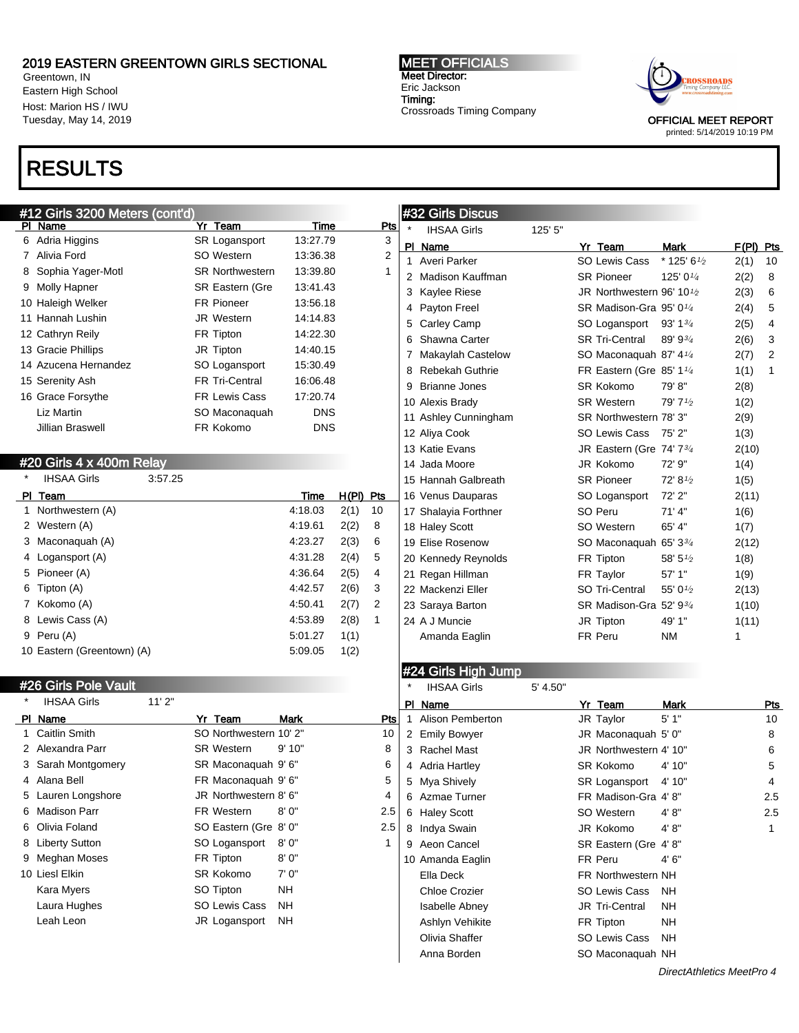# 2019 EASTERN GREENTOWN GIRLS SECTIONAL

Greentown, IN
Eastern High School
Host: Marion HS / IWU
Tuesday, May 14, 2019

**MEET OFFICIALS**
Meet Director:
Eric Jackson
Timing:
Crossroads Timing Company

OFFICIAL MEET REPORT
printed: 5/14/2019 10:19 PM

# RESULTS

## #12 Girls 3200 Meters (cont'd)

| Pl | Name | Yr | Team | Time | Pts |
|---|---|---|---|---|---|
| 6 | Adria Higgins | SR | Logansport | 13:27.79 | 3 |
| 7 | Alivia Ford | SO | Western | 13:36.38 | 2 |
| 8 | Sophia Yager-Motl | SR | Northwestern | 13:39.80 | 1 |
| 9 | Molly Hapner | SR | Eastern (Gre | 13:41.43 | |
| 10 | Haleigh Welker | FR | Pioneer | 13:56.18 | |
| 11 | Hannah Lushin | JR | Western | 14:14.83 | |
| 12 | Cathryn Reily | FR | Tipton | 14:22.30 | |
| 13 | Gracie Phillips | JR | Tipton | 14:40.15 | |
| 14 | Azucena Hernandez | SO | Logansport | 15:30.49 | |
| 15 | Serenity Ash | FR | Tri-Central | 16:06.48 | |
| 16 | Grace Forsythe | FR | Lewis Cass | 17:20.74 | |
| | Liz Martin | SO | Maconaquah | DNS | |
| | Jillian Braswell | FR | Kokomo | DNS | |

## #20 Girls 4 x 400m Relay

\* IHSAA Girls 3:57.25

| Pl | Team | Time | H(Pl) | Pts |
|---|---|---|---|---|
| 1 | Northwestern (A) | 4:18.03 | 2(1) | 10 |
| 2 | Western (A) | 4:19.61 | 2(2) | 8 |
| 3 | Maconaquah (A) | 4:23.27 | 2(3) | 6 |
| 4 | Logansport (A) | 4:31.28 | 2(4) | 5 |
| 5 | Pioneer (A) | 4:36.64 | 2(5) | 4 |
| 6 | Tipton (A) | 4:42.57 | 2(6) | 3 |
| 7 | Kokomo (A) | 4:50.41 | 2(7) | 2 |
| 8 | Lewis Cass (A) | 4:53.89 | 2(8) | 1 |
| 9 | Peru (A) | 5:01.27 | 1(1) | |
| 10 | Eastern (Greentown) (A) | 5:09.05 | 1(2) | |

## #26 Girls Pole Vault

\* IHSAA Girls 11' 2"

| Pl | Name | Yr | Team | Mark | Pts |
|---|---|---|---|---|---|
| 1 | Caitlin Smith | SO | Northwestern | 10' 2" | 10 |
| 2 | Alexandra Parr | SR | Western | 9' 10" | 8 |
| 3 | Sarah Montgomery | SR | Maconaquah | 9' 6" | 6 |
| 4 | Alana Bell | FR | Maconaquah | 9' 6" | 5 |
| 5 | Lauren Longshore | JR | Northwestern | 8' 6" | 4 |
| 6 | Madison Parr | FR | Western | 8' 0" | 2.5 |
| 6 | Olivia Foland | SO | Eastern (Gre | 8' 0" | 2.5 |
| 8 | Liberty Sutton | SO | Logansport | 8' 0" | 1 |
| 9 | Meghan Moses | FR | Tipton | 8' 0" | |
| 10 | Liesl Elkin | SR | Kokomo | 7' 0" | |
| | Kara Myers | SO | Tipton | NH | |
| | Laura Hughes | SO | Lewis Cass | NH | |
| | Leah Leon | JR | Logansport | NH | |

## #32 Girls Discus

\* IHSAA Girls 125' 5"

| Pl | Name | Yr | Team | Mark | F(Pl) | Pts |
|---|---|---|---|---|---|---|
| 1 | Averi Parker | SO | Lewis Cass | * 125' 6½ | 2(1) | 10 |
| 2 | Madison Kauffman | SR | Pioneer | 125' 0¼ | 2(2) | 8 |
| 3 | Kaylee Riese | JR | Northwestern | 96' 10½ | 2(3) | 6 |
| 4 | Payton Freel | SR | Madison-Gra | 95' 0¼ | 2(4) | 5 |
| 5 | Carley Camp | SO | Logansport | 93' 1¾ | 2(5) | 4 |
| 6 | Shawna Carter | SR | Tri-Central | 89' 9¾ | 2(6) | 3 |
| 7 | Makaylah Castelow | SO | Maconaquah | 87' 4¼ | 2(7) | 2 |
| 8 | Rebekah Guthrie | FR | Eastern (Gre | 85' 1¼ | 1(1) | 1 |
| 9 | Brianne Jones | SR | Kokomo | 79' 8" | 2(8) | |
| 10 | Alexis Brady | SR | Western | 79' 7½ | 1(2) | |
| 11 | Ashley Cunningham | SR | Northwestern | 78' 3" | 2(9) | |
| 12 | Aliya Cook | SO | Lewis Cass | 75' 2" | 1(3) | |
| 13 | Katie Evans | JR | Eastern (Gre | 74' 7¾ | 2(10) | |
| 14 | Jada Moore | JR | Kokomo | 72' 9" | 1(4) | |
| 15 | Hannah Galbreath | SR | Pioneer | 72' 8½ | 1(5) | |
| 16 | Venus Dauparas | SO | Logansport | 72' 2" | 2(11) | |
| 17 | Shalayia Forthner | SO | Peru | 71' 4" | 1(6) | |
| 18 | Haley Scott | SO | Western | 65' 4" | 1(7) | |
| 19 | Elise Rosenow | SO | Maconaquah | 65' 3¾ | 2(12) | |
| 20 | Kennedy Reynolds | FR | Tipton | 58' 5½ | 1(8) | |
| 21 | Regan Hillman | FR | Taylor | 57' 1" | 1(9) | |
| 22 | Mackenzi Eller | SO | Tri-Central | 55' 0½ | 2(13) | |
| 23 | Saraya Barton | SR | Madison-Gra | 52' 9¾ | 1(10) | |
| 24 | A J Muncie | JR | Tipton | 49' 1" | 1(11) | |
| | Amanda Eaglin | FR | Peru | NM | 1 | |

## #24 Girls High Jump

\* IHSAA Girls 5' 4.50"

| Pl | Name | Yr | Team | Mark | Pts |
|---|---|---|---|---|---|
| 1 | Alison Pemberton | JR | Taylor | 5' 1" | 10 |
| 2 | Emily Bowyer | JR | Maconaquah | 5' 0" | 8 |
| 3 | Rachel Mast | JR | Northwestern | 4' 10" | 6 |
| 4 | Adria Hartley | SR | Kokomo | 4' 10" | 5 |
| 5 | Mya Shively | SR | Logansport | 4' 10" | 4 |
| 6 | Azmae Turner | FR | Madison-Gra | 4' 8" | 2.5 |
| 6 | Haley Scott | SO | Western | 4' 8" | 2.5 |
| 8 | Indya Swain | JR | Kokomo | 4' 8" | 1 |
| 9 | Aeon Cancel | SR | Eastern (Gre | 4' 8" | |
| 10 | Amanda Eaglin | FR | Peru | 4' 6" | |
| | Ella Deck | FR | Northwestern | NH | |
| | Chloe Crozier | SO | Lewis Cass | NH | |
| | Isabelle Abney | JR | Tri-Central | NH | |
| | Ashlyn Vehikite | FR | Tipton | NH | |
| | Olivia Shaffer | SO | Lewis Cass | NH | |
| | Anna Borden | SO | Maconaquah | NH | |

*DirectAthletics MeetPro 4*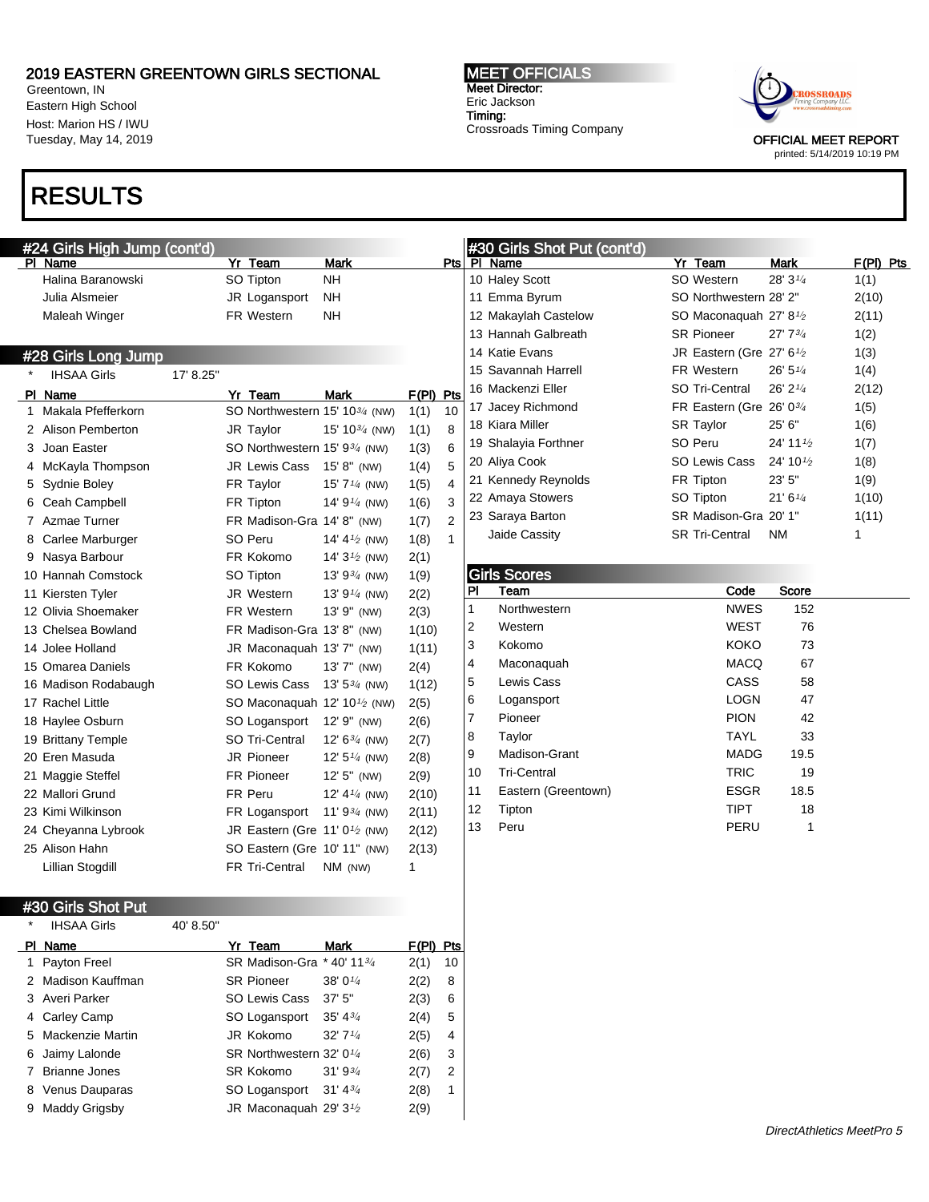# 2019 EASTERN GREENTOWN GIRLS SECTIONAL

Greentown, IN
Eastern High School
Host: Marion HS / IWU
Tuesday, May 14, 2019

**MEET OFFICIALS**
Meet Director:
Eric Jackson
Timing:
Crossroads Timing Company

OFFICIAL MEET REPORT
printed: 5/14/2019 10:19 PM

# RESULTS

## #24 Girls High Jump (cont'd)

| Pl | Name | Yr | Team | Mark | Pts |
|---|---|---|---|---|---|
| | Halina Baranowski | SO | Tipton | NH | |
| | Julia Alsmeier | JR | Logansport | NH | |
| | Maleah Winger | FR | Western | NH | |

## #28 Girls Long Jump

\* IHSAA Girls 17' 8.25"

| Pl | Name | Yr | Team | Mark | F(Pl) | Pts |
|---|---|---|---|---|---|---|
| 1 | Makala Pfefferkorn | SO | Northwestern | 15' 10¾ (NW) | 1(1) | 10 |
| 2 | Alison Pemberton | JR | Taylor | 15' 10¾ (NW) | 1(1) | 8 |
| 3 | Joan Easter | SO | Northwestern | 15' 9¾ (NW) | 1(3) | 6 |
| 4 | McKayla Thompson | JR | Lewis Cass | 15' 8" (NW) | 1(4) | 5 |
| 5 | Sydnie Boley | FR | Taylor | 15' 7¼ (NW) | 1(5) | 4 |
| 6 | Ceah Campbell | FR | Tipton | 14' 9¼ (NW) | 1(6) | 3 |
| 7 | Azmae Turner | FR | Madison-Gra | 14' 8" (NW) | 1(7) | 2 |
| 8 | Carlee Marburger | SO | Peru | 14' 4½ (NW) | 1(8) | 1 |
| 9 | Nasya Barbour | FR | Kokomo | 14' 3½ (NW) | 2(1) | |
| 10 | Hannah Comstock | SO | Tipton | 13' 9¾ (NW) | 1(9) | |
| 11 | Kiersten Tyler | JR | Western | 13' 9¼ (NW) | 2(2) | |
| 12 | Olivia Shoemaker | FR | Western | 13' 9" (NW) | 2(3) | |
| 13 | Chelsea Bowland | FR | Madison-Gra | 13' 8" (NW) | 1(10) | |
| 14 | Jolee Holland | JR | Maconaquah | 13' 7" (NW) | 1(11) | |
| 15 | Omarea Daniels | FR | Kokomo | 13' 7" (NW) | 2(4) | |
| 16 | Madison Rodabaugh | SO | Lewis Cass | 13' 5¾ (NW) | 1(12) | |
| 17 | Rachel Little | SO | Maconaquah | 12' 10½ (NW) | 2(5) | |
| 18 | Haylee Osburn | SO | Logansport | 12' 9" (NW) | 2(6) | |
| 19 | Brittany Temple | SO | Tri-Central | 12' 6¾ (NW) | 2(7) | |
| 20 | Eren Masuda | JR | Pioneer | 12' 5¼ (NW) | 2(8) | |
| 21 | Maggie Steffel | FR | Pioneer | 12' 5" (NW) | 2(9) | |
| 22 | Mallori Grund | FR | Peru | 12' 4¼ (NW) | 2(10) | |
| 23 | Kimi Wilkinson | FR | Logansport | 11' 9¾ (NW) | 2(11) | |
| 24 | Cheyanna Lybrook | JR | Eastern (Gre | 11' 0½ (NW) | 2(12) | |
| 25 | Alison Hahn | SO | Eastern (Gre | 10' 11" (NW) | 2(13) | |
| | Lillian Stogdill | FR | Tri-Central | NM (NW) | 1 | |

## #30 Girls Shot Put

\* IHSAA Girls 40' 8.50"

| Pl | Name | Yr | Team | Mark | F(Pl) | Pts |
|---|---|---|---|---|---|---|
| 1 | Payton Freel | SR | Madison-Gra | * 40' 11¾ | 2(1) | 10 |
| 2 | Madison Kauffman | SR | Pioneer | 38' 0¼ | 2(2) | 8 |
| 3 | Averi Parker | SO | Lewis Cass | 37' 5" | 2(3) | 6 |
| 4 | Carley Camp | SO | Logansport | 35' 4¾ | 2(4) | 5 |
| 5 | Mackenzie Martin | JR | Kokomo | 32' 7¼ | 2(5) | 4 |
| 6 | Jaimy Lalonde | SR | Northwestern | 32' 0¼ | 2(6) | 3 |
| 7 | Brianne Jones | SR | Kokomo | 31' 9¾ | 2(7) | 2 |
| 8 | Venus Dauparas | SO | Logansport | 31' 4¾ | 2(8) | 1 |
| 9 | Maddy Grigsby | JR | Maconaquah | 29' 3½ | 2(9) | |
| 10 | Haley Scott | SO | Western | 28' 3¼ | 1(1) | |
| 11 | Emma Byrum | SO | Northwestern | 28' 2" | 2(10) | |
| 12 | Makaylah Castelow | SO | Maconaquah | 27' 8½ | 2(11) | |
| 13 | Hannah Galbreath | SR | Pioneer | 27' 7¾ | 1(2) | |
| 14 | Katie Evans | JR | Eastern (Gre | 27' 6½ | 1(3) | |
| 15 | Savannah Harrell | FR | Western | 26' 5¼ | 1(4) | |
| 16 | Mackenzi Eller | SO | Tri-Central | 26' 2¼ | 2(12) | |
| 17 | Jacey Richmond | FR | Eastern (Gre | 26' 0¾ | 1(5) | |
| 18 | Kiara Miller | SR | Taylor | 25' 6" | 1(6) | |
| 19 | Shalayia Forthner | SO | Peru | 24' 11½ | 1(7) | |
| 20 | Aliya Cook | SO | Lewis Cass | 24' 10½ | 1(8) | |
| 21 | Kennedy Reynolds | FR | Tipton | 23' 5" | 1(9) | |
| 22 | Amaya Stowers | SO | Tipton | 21' 6¼ | 1(10) | |
| 23 | Saraya Barton | SR | Madison-Gra | 20' 1" | 1(11) | |
| | Jaide Cassity | SR | Tri-Central | NM | 1 | |

## Girls Scores

| Pl | Team | Code | Score |
|---|---|---|---|
| 1 | Northwestern | NWES | 152 |
| 2 | Western | WEST | 76 |
| 3 | Kokomo | KOKO | 73 |
| 4 | Maconaquah | MACQ | 67 |
| 5 | Lewis Cass | CASS | 58 |
| 6 | Logansport | LOGN | 47 |
| 7 | Pioneer | PION | 42 |
| 8 | Taylor | TAYL | 33 |
| 9 | Madison-Grant | MADG | 19.5 |
| 10 | Tri-Central | TRIC | 19 |
| 11 | Eastern (Greentown) | ESGR | 18.5 |
| 12 | Tipton | TIPT | 18 |
| 13 | Peru | PERU | 1 |

*DirectAthletics MeetPro 5*